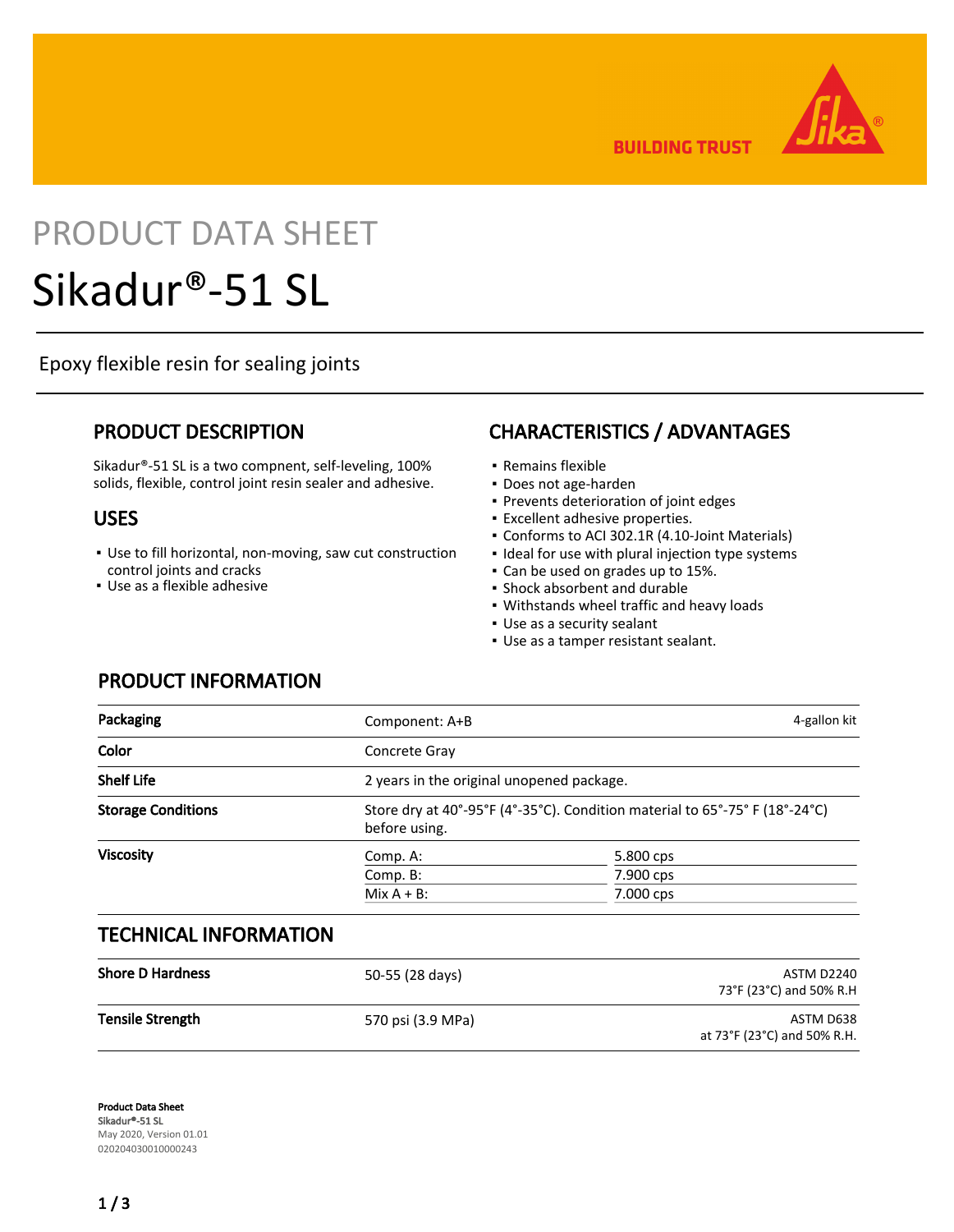BUILDING TRUST

PRODUCT DATA SHEET

# Sikadur®-51 SL

Epoxy flexible resin for sealing joints

## PRODUCT DESCRIPTION

Sikadur®-51 SL is a two compnent, self-leveling, 100% solids, flexible, control joint resin sealer and adhesive.

## USES

- Use to fill horizontal, non-moving, saw cut construction control joints and cracks
- Use as a flexible adhesive

## CHARACTERISTICS / ADVANTAGES

- Remains flexible
- Does not age-harden
- Prevents deterioration of joint edges
- Excellent adhesive properties.
- Conforms to ACI 302.1R (4.10-Joint Materials)
- Ideal for use with plural injection type systems
- Can be used on grades up to 15%.
- Shock absorbent and durable
- Withstands wheel traffic and heavy loads
- Use as a security sealant
- Use as a tamper resistant sealant.

## PRODUCT INFORMATION

| | | |
|---|---|---|
| **Packaging** | Component: A+B | 4-gallon kit |
| **Color** | Concrete Gray | |
| **Shelf Life** | 2 years in the original unopened package. | |
| **Storage Conditions** | Store dry at 40°-95°F (4°-35°C). Condition material to 65°-75° F (18°-24°C) before using. | |
| **Viscosity** | Comp. A: | 5.800 cps |
| | Comp. B: | 7.900 cps |
| | Mix A + B: | 7.000 cps |

## TECHNICAL INFORMATION

| | | |
|---|---|---|
| **Shore D Hardness** | 50-55 (28 days) | ASTM D2240<br>73°F (23°C) and 50% R.H |
| **Tensile Strength** | 570 psi (3.9 MPa) | ASTM D638<br>at 73°F (23°C) and 50% R.H. |

**Product Data Sheet**
**Sikadur®-51 SL**
May 2020, Version 01.01
020204030010000243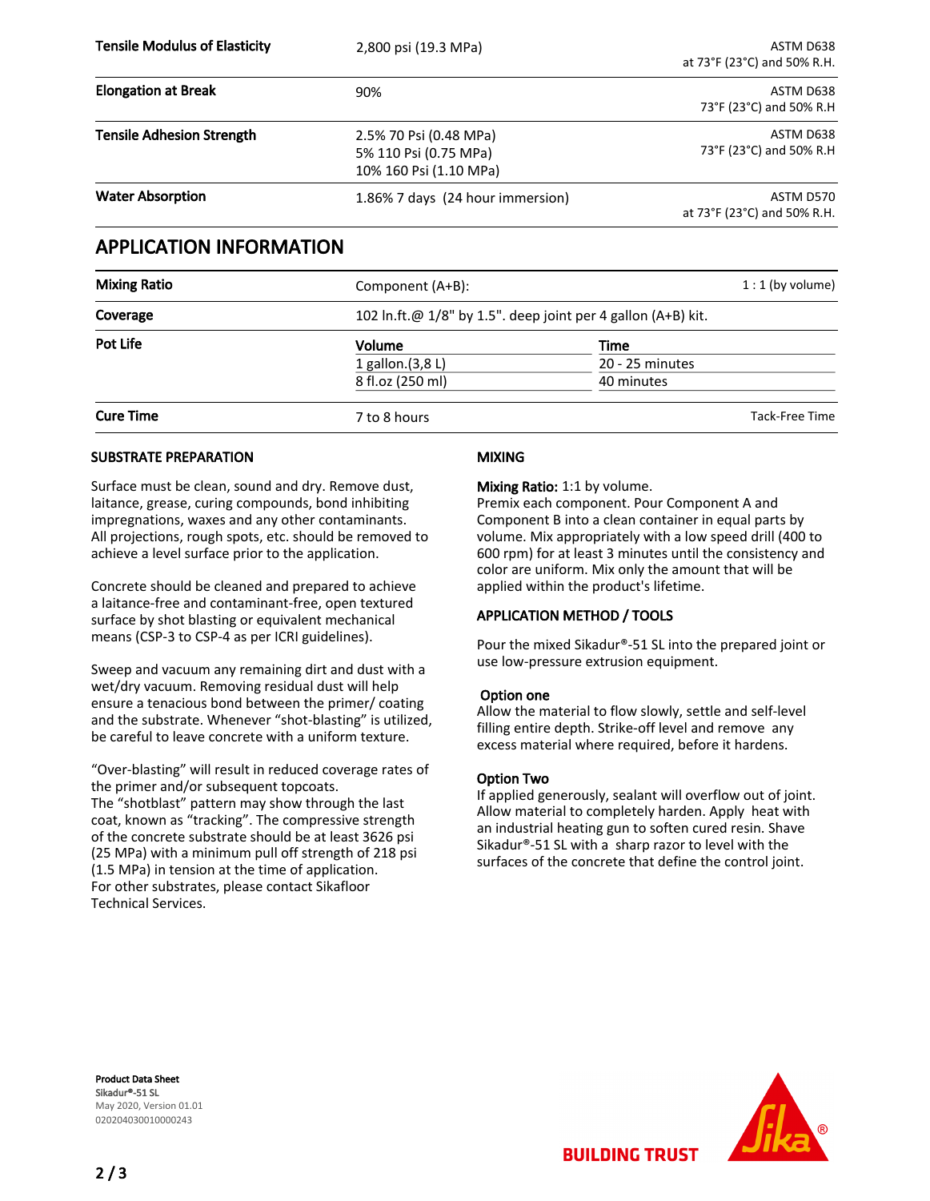| | | |
|---|---|---|
| **Tensile Modulus of Elasticity** | 2,800 psi (19.3 MPa) | ASTM D638 at 73°F (23°C) and 50% R.H. |
| **Elongation at Break** | 90% | ASTM D638 73°F (23°C) and 50% R.H |
| **Tensile Adhesion Strength** | 2.5% 70 Psi (0.48 MPa)<br>5% 110 Psi (0.75 MPa)<br>10% 160 Psi (1.10 MPa) | ASTM D638 73°F (23°C) and 50% R.H |
| **Water Absorption** | 1.86% 7 days (24 hour immersion) | ASTM D570 at 73°F (23°C) and 50% R.H. |

## APPLICATION INFORMATION

| | | |
|---|---|---|
| **Mixing Ratio** | Component (A+B): | 1 : 1 (by volume) |
| **Coverage** | 102 ln.ft.@ 1/8" by 1.5". deep joint per 4 gallon (A+B) kit. | |
| **Pot Life** | **Volume** | **Time** |
| | 1 gallon.(3,8 L) | 20 - 25 minutes |
| | 8 fl.oz (250 ml) | 40 minutes |
| **Cure Time** | 7 to 8 hours | Tack-Free Time |

### SUBSTRATE PREPARATION

Surface must be clean, sound and dry. Remove dust, laitance, grease, curing compounds, bond inhibiting impregnations, waxes and any other contaminants. All projections, rough spots, etc. should be removed to achieve a level surface prior to the application.

Concrete should be cleaned and prepared to achieve a laitance-free and contaminant-free, open textured surface by shot blasting or equivalent mechanical means (CSP-3 to CSP-4 as per ICRI guidelines).

Sweep and vacuum any remaining dirt and dust with a wet/dry vacuum. Removing residual dust will help ensure a tenacious bond between the primer/ coating and the substrate. Whenever "shot-blasting" is utilized, be careful to leave concrete with a uniform texture.

"Over-blasting" will result in reduced coverage rates of the primer and/or subsequent topcoats.
The "shotblast" pattern may show through the last coat, known as "tracking". The compressive strength of the concrete substrate should be at least 3626 psi (25 MPa) with a minimum pull off strength of 218 psi (1.5 MPa) in tension at the time of application.
For other substrates, please contact Sikafloor Technical Services.

### MIXING

**Mixing Ratio:** 1:1 by volume.
Premix each component. Pour Component A and Component B into a clean container in equal parts by volume. Mix appropriately with a low speed drill (400 to 600 rpm) for at least 3 minutes until the consistency and color are uniform. Mix only the amount that will be applied within the product's lifetime.

### APPLICATION METHOD / TOOLS

Pour the mixed Sikadur®-51 SL into the prepared joint or use low-pressure extrusion equipment.

**Option one**
Allow the material to flow slowly, settle and self-level filling entire depth. Strike-off level and remove any excess material where required, before it hardens.

**Option Two**
If applied generously, sealant will overflow out of joint. Allow material to completely harden. Apply heat with an industrial heating gun to soften cured resin. Shave Sikadur®-51 SL with a sharp razor to level with the surfaces of the concrete that define the control joint.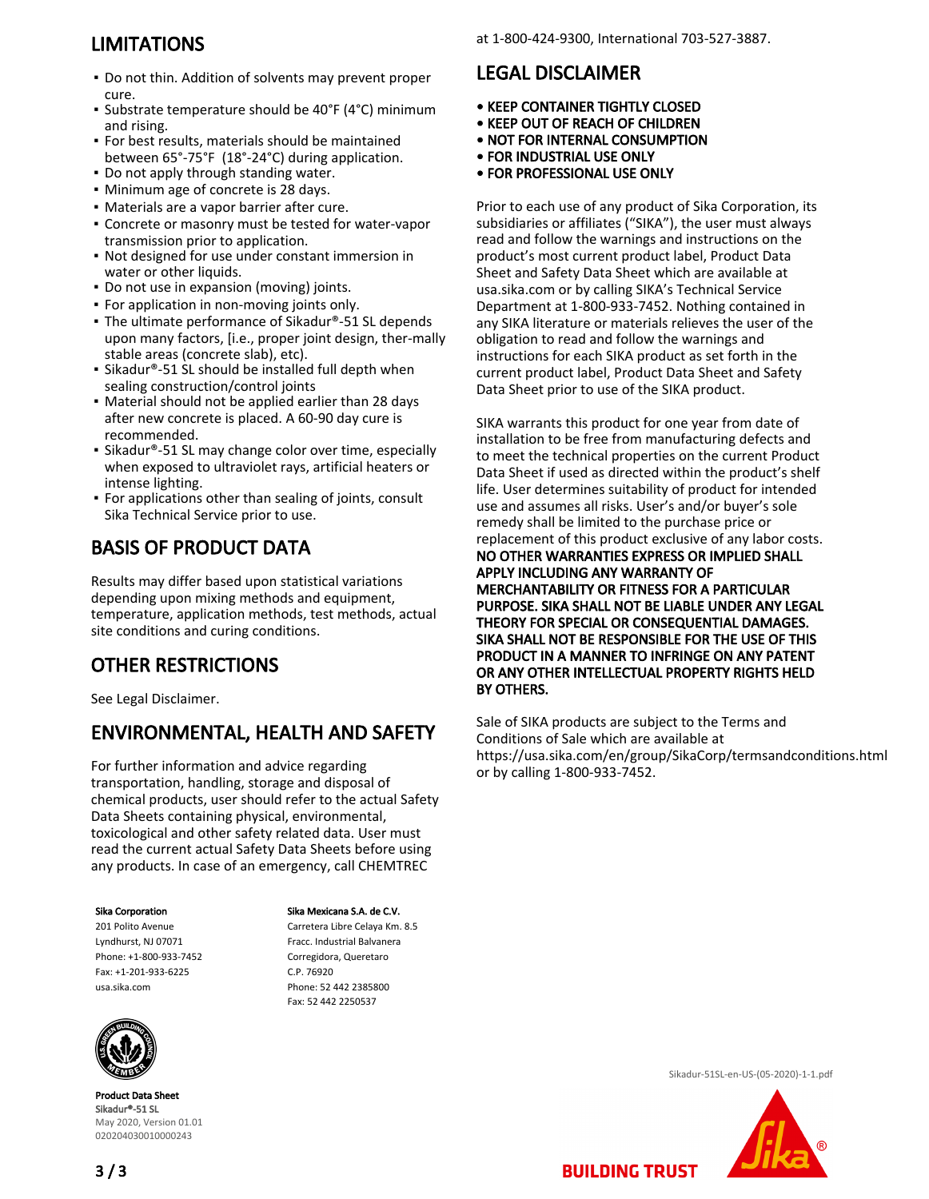## LIMITATIONS

- Do not thin. Addition of solvents may prevent proper cure.
- Substrate temperature should be 40°F (4°C) minimum and rising.
- For best results, materials should be maintained between 65°-75°F (18°-24°C) during application.
- Do not apply through standing water.
- Minimum age of concrete is 28 days.
- Materials are a vapor barrier after cure.
- Concrete or masonry must be tested for water-vapor transmission prior to application.
- Not designed for use under constant immersion in water or other liquids.
- Do not use in expansion (moving) joints.
- For application in non-moving joints only.
- The ultimate performance of Sikadur®-51 SL depends upon many factors, [i.e., proper joint design, ther-mally stable areas (concrete slab), etc).
- Sikadur®-51 SL should be installed full depth when sealing construction/control joints
- Material should not be applied earlier than 28 days after new concrete is placed. A 60-90 day cure is recommended.
- Sikadur®-51 SL may change color over time, especially when exposed to ultraviolet rays, artificial heaters or intense lighting.
- For applications other than sealing of joints, consult Sika Technical Service prior to use.

## BASIS OF PRODUCT DATA

Results may differ based upon statistical variations depending upon mixing methods and equipment, temperature, application methods, test methods, actual site conditions and curing conditions.

## OTHER RESTRICTIONS

See Legal Disclaimer.

## ENVIRONMENTAL, HEALTH AND SAFETY

For further information and advice regarding transportation, handling, storage and disposal of chemical products, user should refer to the actual Safety Data Sheets containing physical, environmental, toxicological and other safety related data. User must read the current actual Safety Data Sheets before using any products. In case of an emergency, call CHEMTREC at 1-800-424-9300, International 703-527-3887.

## LEGAL DISCLAIMER

- **KEEP CONTAINER TIGHTLY CLOSED**
- **KEEP OUT OF REACH OF CHILDREN**
- **NOT FOR INTERNAL CONSUMPTION**
- **FOR INDUSTRIAL USE ONLY**
- **FOR PROFESSIONAL USE ONLY**

Prior to each use of any product of Sika Corporation, its subsidiaries or affiliates ("SIKA"), the user must always read and follow the warnings and instructions on the product's most current product label, Product Data Sheet and Safety Data Sheet which are available at usa.sika.com or by calling SIKA's Technical Service Department at 1-800-933-7452. Nothing contained in any SIKA literature or materials relieves the user of the obligation to read and follow the warnings and instructions for each SIKA product as set forth in the current product label, Product Data Sheet and Safety Data Sheet prior to use of the SIKA product.

SIKA warrants this product for one year from date of installation to be free from manufacturing defects and to meet the technical properties on the current Product Data Sheet if used as directed within the product's shelf life. User determines suitability of product for intended use and assumes all risks. User's and/or buyer's sole remedy shall be limited to the purchase price or replacement of this product exclusive of any labor costs. **NO OTHER WARRANTIES EXPRESS OR IMPLIED SHALL APPLY INCLUDING ANY WARRANTY OF MERCHANTABILITY OR FITNESS FOR A PARTICULAR PURPOSE. SIKA SHALL NOT BE LIABLE UNDER ANY LEGAL THEORY FOR SPECIAL OR CONSEQUENTIAL DAMAGES. SIKA SHALL NOT BE RESPONSIBLE FOR THE USE OF THIS PRODUCT IN A MANNER TO INFRINGE ON ANY PATENT OR ANY OTHER INTELLECTUAL PROPERTY RIGHTS HELD BY OTHERS.**

Sale of SIKA products are subject to the Terms and Conditions of Sale which are available at https://usa.sika.com/en/group/SikaCorp/termsandconditions.html or by calling 1-800-933-7452.

**Sika Corporation**
201 Polito Avenue
Lyndhurst, NJ 07071
Phone: +1-800-933-7452
Fax: +1-201-933-6225
usa.sika.com

**Sika Mexicana S.A. de C.V.**
Carretera Libre Celaya Km. 8.5
Fracc. Industrial Balvanera
Corregidora, Queretaro
C.P. 76920
Phone: 52 442 2385800
Fax: 52 442 2250537

**Product Data Sheet**
**Sikadur®-51 SL**
May 2020, Version 01.01
020204030010000243

Sikadur-51SL-en-US-(05-2020)-1-1.pdf

BUILDING TRUST